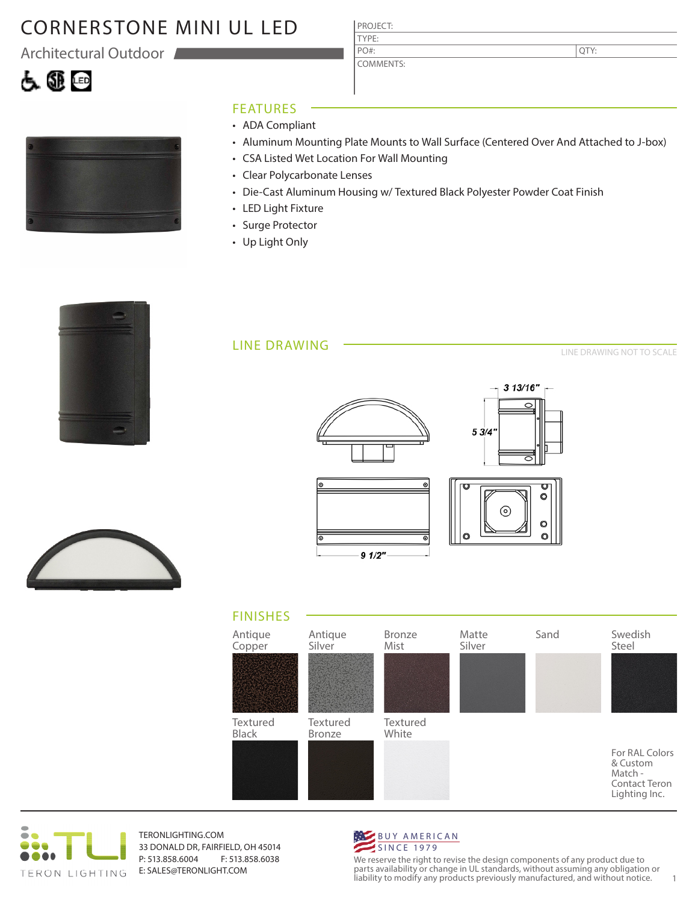# CORNERSTONE MINI UL LED

## Architectural Outdoor

| PROJECT: | |
|---|---|
| TYPE: | |
| PO#: | QTY: |
| COMMENTS: | |

## FEATURES

- ADA Compliant
- Aluminum Mounting Plate Mounts to Wall Surface (Centered Over And Attached to J-box)
- CSA Listed Wet Location For Wall Mounting
- Clear Polycarbonate Lenses
- Die-Cast Aluminum Housing w/ Textured Black Polyester Powder Coat Finish
- LED Light Fixture
- Surge Protector
- Up Light Only

## LINE DRAWING

LINE DRAWING NOT TO SCALE

3 13/16"

5 3/4"

9 1/2"

## FINISHES

- Antique Copper
- Antique Silver
- Bronze Mist
- Matte Silver
- Sand
- Swedish Steel
- Textured Black
- Textured Bronze
- Textured White

For RAL Colors & Custom Match - Contact Teron Lighting Inc.

TERON LIGHTING

TERONLIGHTING.COM
33 DONALD DR, FAIRFIELD, OH 45014
P: 513.858.6004 F: 513.858.6038
E: SALES@TERONLIGHT.COM

BUY AMERICAN
SINCE 1979

We reserve the right to revise the design components of any product due to parts availability or change in UL standards, without assuming any obligation or liability to modify any products previously manufactured, and without notice.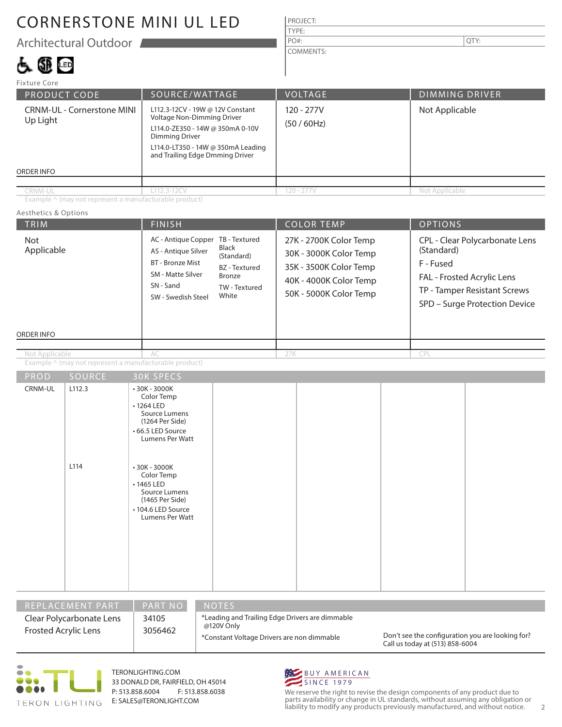# CORNERSTONE MINI UL LED

## Architectural Outdoor

| PROJECT: | |
|---|---|
| TYPE: | |
| PO#: | QTY: |
| COMMENTS: | |

Fixture Core

| PRODUCT CODE | SOURCE/WATTAGE | VOLTAGE | DIMMING DRIVER |
|---|---|---|---|
| CRNM-UL - Cornerstone MINI Up Light | L112.3-12CV - 19W @ 12V Constant Voltage Non-Dimming Driver<br>L114.0-ZE350 - 14W @ 350mA 0-10V Dimming Driver<br>L114.0-LT350 - 14W @ 350mA Leading and Trailing Edge Dmming Driver | 120 - 277V<br>(50 / 60Hz) | Not Applicable |
| ORDER INFO | | | |
| CRNM-UL | L112.3-12CV | 120 - 277V | Not Applicable |

Example ^ (may not represent a manufacturable product)

Aesthetics & Options

| TRIM | FINISH | COLOR TEMP | OPTIONS |
|---|---|---|---|
| Not Applicable | AC - Antique Copper<br>AS - Antique Silver<br>BT - Bronze Mist<br>SM - Matte Silver<br>SN - Sand<br>SW - Swedish Steel<br>TB - Textured Black (Standard)<br>BZ - Textured Bronze<br>TW - Textured White | 27K - 2700K Color Temp<br>30K - 3000K Color Temp<br>35K - 3500K Color Temp<br>40K - 4000K Color Temp<br>50K - 5000K Color Temp | CPL - Clear Polycarbonate Lens (Standard)<br>F - Fused<br>FAL - Frosted Acrylic Lens<br>TP - Tamper Resistant Screws<br>SPD – Surge Protection Device |
| ORDER INFO | | | |
| Not Applicable | AC | 27K | CPL |

Example ^ (may not represent a manufacturable product)

| PROD | SOURCE | 30K SPECS |
|---|---|---|
| CRNM-UL | L112.3 | • 30K - 3000K Color Temp<br>• 1264 LED Source Lumens (1264 Per Side)<br>• 66.5 LED Source Lumens Per Watt |
| | L114 | • 30K - 3000K Color Temp<br>• 1465 LED Source Lumens (1465 Per Side)<br>• 104.6 LED Source Lumens Per Watt |

| REPLACEMENT PART | PART NO |
|---|---|
| Clear Polycarbonate Lens | 34105 |
| Frosted Acrylic Lens | 3056462 |

**NOTES**

*Leading and Trailing Edge Drivers are dimmable @120V Only

*Constant Voltage Drivers are non dimmable

Don't see the configuration you are looking for? Call us today at (513) 858-6004

TERON LIGHTING

TERONLIGHTING.COM
33 DONALD DR, FAIRFIELD, OH 45014
P: 513.858.6004 F: 513.858.6038
E: SALES@TERONLIGHT.COM

BUY AMERICAN SINCE 1979

We reserve the right to revise the design components of any product due to parts availability or change in UL standards, without assuming any obligation or liability to modify any products previously manufactured, and without notice.